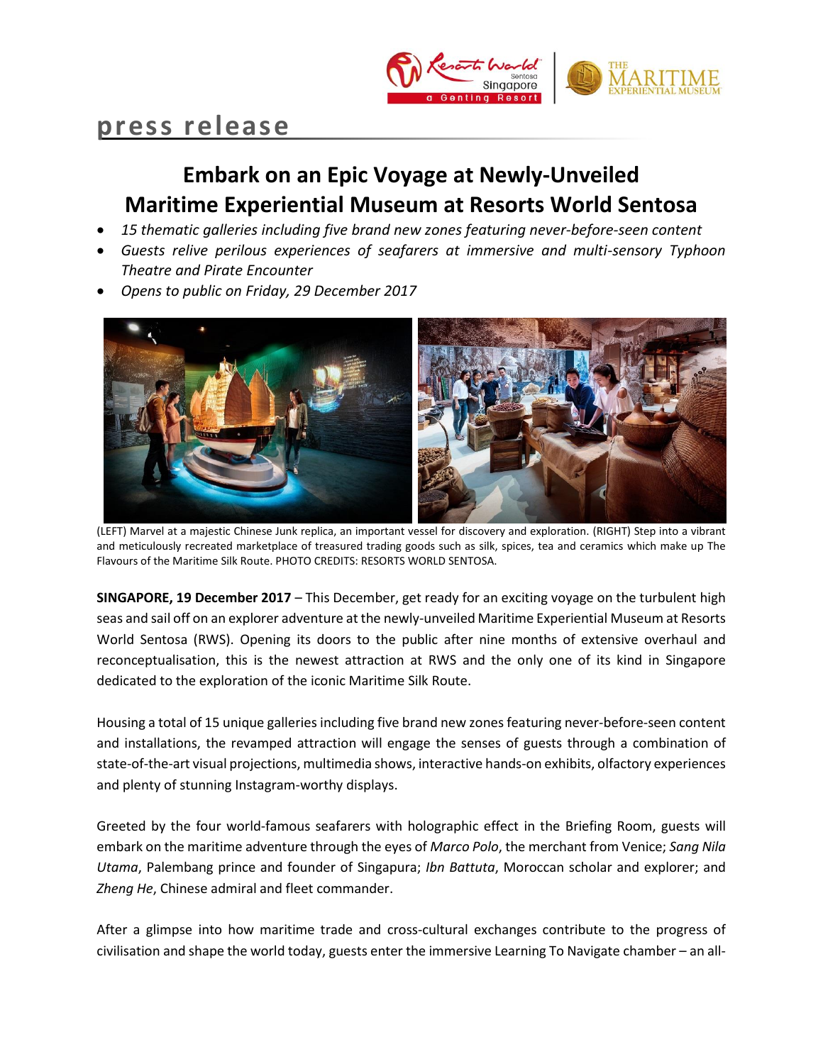press release

# Embark on an Epic Voyage at Newly-Unveiled Maritime Experiential Museum at Resorts World Sentosa

- *15 thematic galleries including five brand new zones featuring never-before-seen content*
- *Guests relive perilous experiences of seafarers at immersive and multi-sensory Typhoon Theatre and Pirate Encounter*
- *Opens to public on Friday, 29 December 2017*

(LEFT) Marvel at a majestic Chinese Junk replica, an important vessel for discovery and exploration. (RIGHT) Step into a vibrant and meticulously recreated marketplace of treasured trading goods such as silk, spices, tea and ceramics which make up The Flavours of the Maritime Silk Route. PHOTO CREDITS: RESORTS WORLD SENTOSA.

**SINGAPORE, 19 December 2017** – This December, get ready for an exciting voyage on the turbulent high seas and sail off on an explorer adventure at the newly-unveiled Maritime Experiential Museum at Resorts World Sentosa (RWS). Opening its doors to the public after nine months of extensive overhaul and reconceptualisation, this is the newest attraction at RWS and the only one of its kind in Singapore dedicated to the exploration of the iconic Maritime Silk Route.

Housing a total of 15 unique galleries including five brand new zones featuring never-before-seen content and installations, the revamped attraction will engage the senses of guests through a combination of state-of-the-art visual projections, multimedia shows, interactive hands-on exhibits, olfactory experiences and plenty of stunning Instagram-worthy displays.

Greeted by the four world-famous seafarers with holographic effect in the Briefing Room, guests will embark on the maritime adventure through the eyes of *Marco Polo*, the merchant from Venice; *Sang Nila Utama*, Palembang prince and founder of Singapura; *Ibn Battuta*, Moroccan scholar and explorer; and *Zheng He*, Chinese admiral and fleet commander.

After a glimpse into how maritime trade and cross-cultural exchanges contribute to the progress of civilisation and shape the world today, guests enter the immersive Learning To Navigate chamber – an all-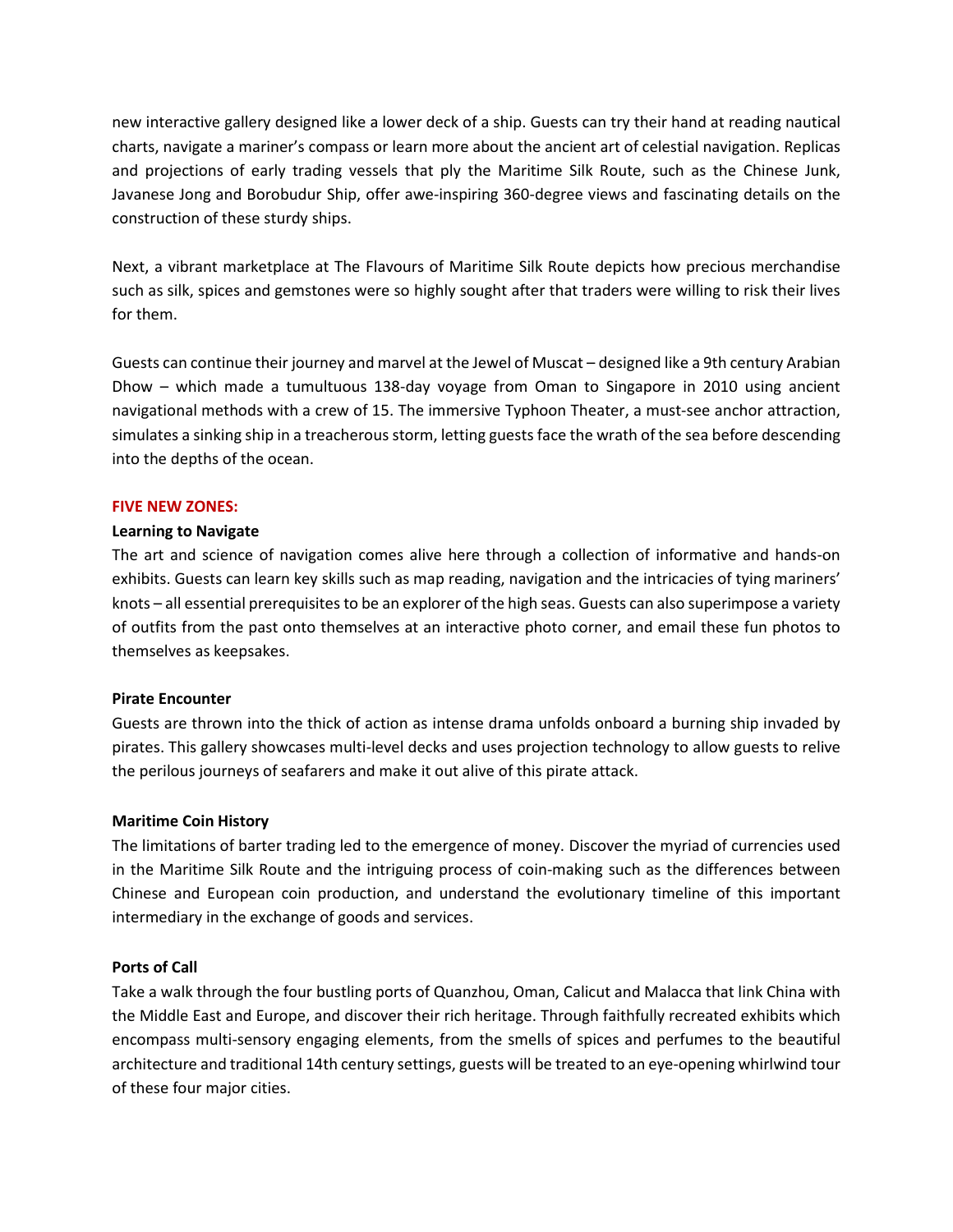new interactive gallery designed like a lower deck of a ship. Guests can try their hand at reading nautical charts, navigate a mariner's compass or learn more about the ancient art of celestial navigation. Replicas and projections of early trading vessels that ply the Maritime Silk Route, such as the Chinese Junk, Javanese Jong and Borobudur Ship, offer awe-inspiring 360-degree views and fascinating details on the construction of these sturdy ships.

Next, a vibrant marketplace at The Flavours of Maritime Silk Route depicts how precious merchandise such as silk, spices and gemstones were so highly sought after that traders were willing to risk their lives for them.

Guests can continue their journey and marvel at the Jewel of Muscat – designed like a 9th century Arabian Dhow – which made a tumultuous 138-day voyage from Oman to Singapore in 2010 using ancient navigational methods with a crew of 15. The immersive Typhoon Theater, a must-see anchor attraction, simulates a sinking ship in a treacherous storm, letting guests face the wrath of the sea before descending into the depths of the ocean.

**FIVE NEW ZONES:**

**Learning to Navigate**

The art and science of navigation comes alive here through a collection of informative and hands-on exhibits. Guests can learn key skills such as map reading, navigation and the intricacies of tying mariners' knots – all essential prerequisites to be an explorer of the high seas. Guests can also superimpose a variety of outfits from the past onto themselves at an interactive photo corner, and email these fun photos to themselves as keepsakes.

**Pirate Encounter**

Guests are thrown into the thick of action as intense drama unfolds onboard a burning ship invaded by pirates. This gallery showcases multi-level decks and uses projection technology to allow guests to relive the perilous journeys of seafarers and make it out alive of this pirate attack.

**Maritime Coin History**

The limitations of barter trading led to the emergence of money. Discover the myriad of currencies used in the Maritime Silk Route and the intriguing process of coin-making such as the differences between Chinese and European coin production, and understand the evolutionary timeline of this important intermediary in the exchange of goods and services.

**Ports of Call**

Take a walk through the four bustling ports of Quanzhou, Oman, Calicut and Malacca that link China with the Middle East and Europe, and discover their rich heritage. Through faithfully recreated exhibits which encompass multi-sensory engaging elements, from the smells of spices and perfumes to the beautiful architecture and traditional 14th century settings, guests will be treated to an eye-opening whirlwind tour of these four major cities.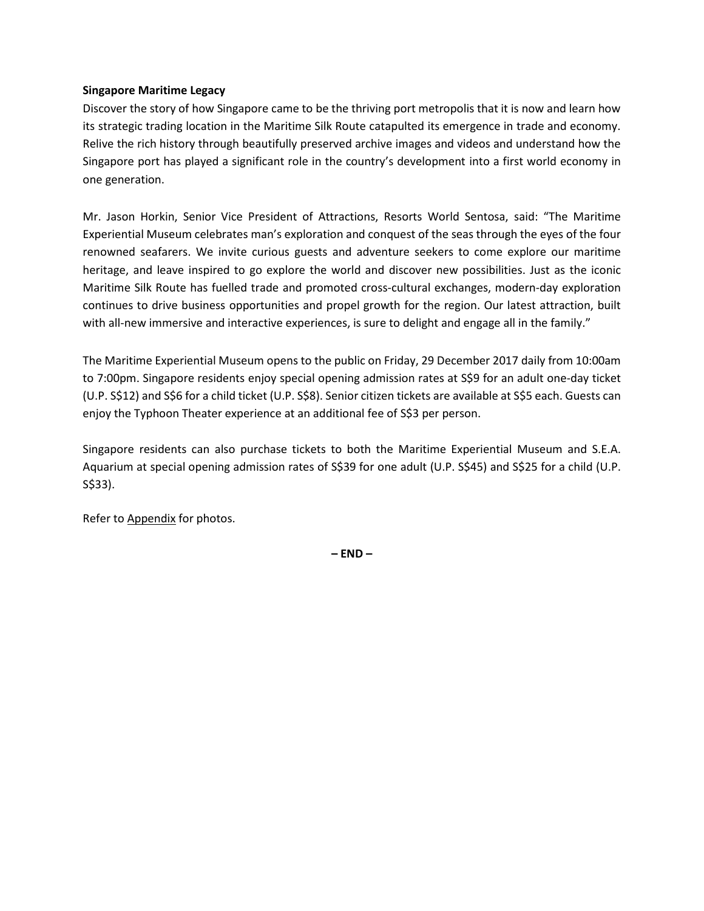**Singapore Maritime Legacy**

Discover the story of how Singapore came to be the thriving port metropolis that it is now and learn how its strategic trading location in the Maritime Silk Route catapulted its emergence in trade and economy. Relive the rich history through beautifully preserved archive images and videos and understand how the Singapore port has played a significant role in the country's development into a first world economy in one generation.

Mr. Jason Horkin, Senior Vice President of Attractions, Resorts World Sentosa, said: "The Maritime Experiential Museum celebrates man's exploration and conquest of the seas through the eyes of the four renowned seafarers. We invite curious guests and adventure seekers to come explore our maritime heritage, and leave inspired to go explore the world and discover new possibilities. Just as the iconic Maritime Silk Route has fuelled trade and promoted cross-cultural exchanges, modern-day exploration continues to drive business opportunities and propel growth for the region. Our latest attraction, built with all-new immersive and interactive experiences, is sure to delight and engage all in the family."

The Maritime Experiential Museum opens to the public on Friday, 29 December 2017 daily from 10:00am to 7:00pm. Singapore residents enjoy special opening admission rates at S$9 for an adult one-day ticket (U.P. S$12) and S$6 for a child ticket (U.P. S$8). Senior citizen tickets are available at S$5 each. Guests can enjoy the Typhoon Theater experience at an additional fee of S$3 per person.

Singapore residents can also purchase tickets to both the Maritime Experiential Museum and S.E.A. Aquarium at special opening admission rates of S$39 for one adult (U.P. S$45) and S$25 for a child (U.P. S$33).

Refer to Appendix for photos.

**– END –**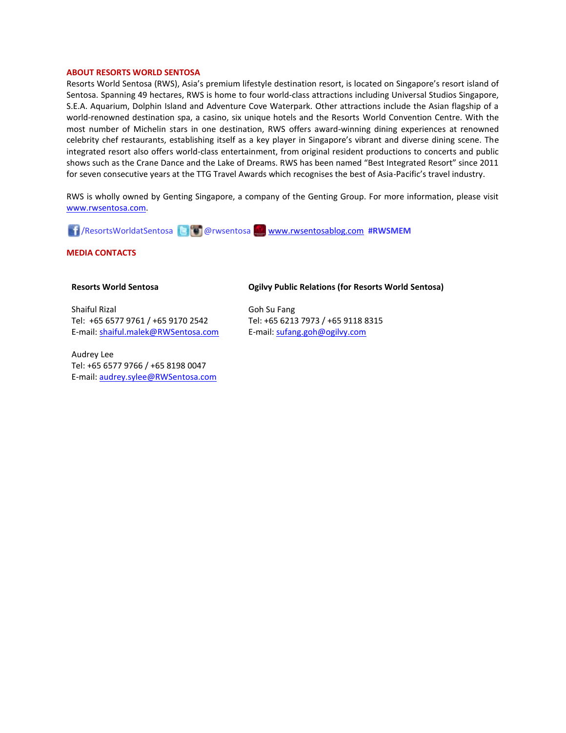**ABOUT RESORTS WORLD SENTOSA**

Resorts World Sentosa (RWS), Asia's premium lifestyle destination resort, is located on Singapore's resort island of Sentosa. Spanning 49 hectares, RWS is home to four world-class attractions including Universal Studios Singapore, S.E.A. Aquarium, Dolphin Island and Adventure Cove Waterpark. Other attractions include the Asian flagship of a world-renowned destination spa, a casino, six unique hotels and the Resorts World Convention Centre. With the most number of Michelin stars in one destination, RWS offers award-winning dining experiences at renowned celebrity chef restaurants, establishing itself as a key player in Singapore's vibrant and diverse dining scene. The integrated resort also offers world-class entertainment, from original resident productions to concerts and public shows such as the Crane Dance and the Lake of Dreams. RWS has been named "Best Integrated Resort" since 2011 for seven consecutive years at the TTG Travel Awards which recognises the best of Asia-Pacific's travel industry.

RWS is wholly owned by Genting Singapore, a company of the Genting Group. For more information, please visit www.rwsentosa.com.

/ResortsWorldatSentosa @rwsentosa www.rwsentosablog.com **#RWSMEM**

**MEDIA CONTACTS**

| **Resorts World Sentosa** | **Ogilvy Public Relations (for Resorts World Sentosa)** |
|---|---|
| Shaiful Rizal<br>Tel: +65 6577 9761 / +65 9170 2542<br>E-mail: shaiful.malek@RWSentosa.com | Goh Su Fang<br>Tel: +65 6213 7973 / +65 9118 8315<br>E-mail: sufang.goh@ogilvy.com |
| Audrey Lee<br>Tel: +65 6577 9766 / +65 8198 0047<br>E-mail: audrey.sylee@RWSentosa.com | |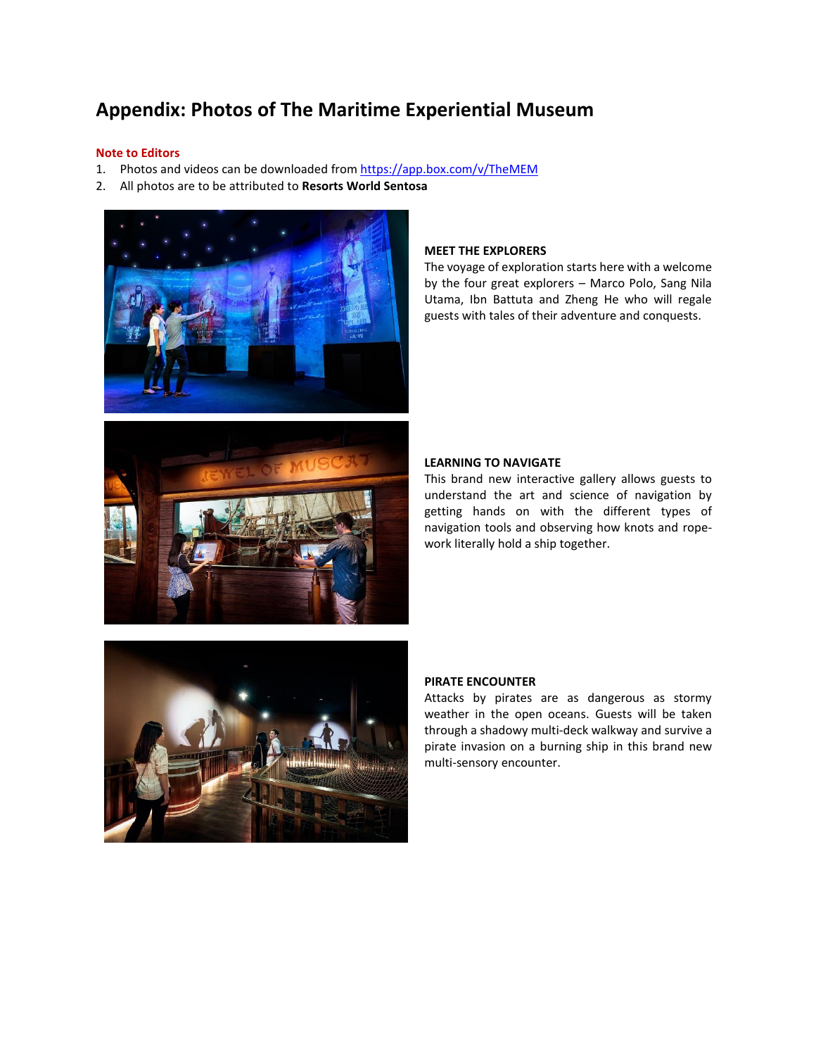# Appendix: Photos of The Maritime Experiential Museum

**Note to Editors**

1. Photos and videos can be downloaded from https://app.box.com/v/TheMEM
2. All photos are to be attributed to **Resorts World Sentosa**

**MEET THE EXPLORERS**

The voyage of exploration starts here with a welcome by the four great explorers – Marco Polo, Sang Nila Utama, Ibn Battuta and Zheng He who will regale guests with tales of their adventure and conquests.

**LEARNING TO NAVIGATE**

This brand new interactive gallery allows guests to understand the art and science of navigation by getting hands on with the different types of navigation tools and observing how knots and rope-work literally hold a ship together.

**PIRATE ENCOUNTER**

Attacks by pirates are as dangerous as stormy weather in the open oceans. Guests will be taken through a shadowy multi-deck walkway and survive a pirate invasion on a burning ship in this brand new multi-sensory encounter.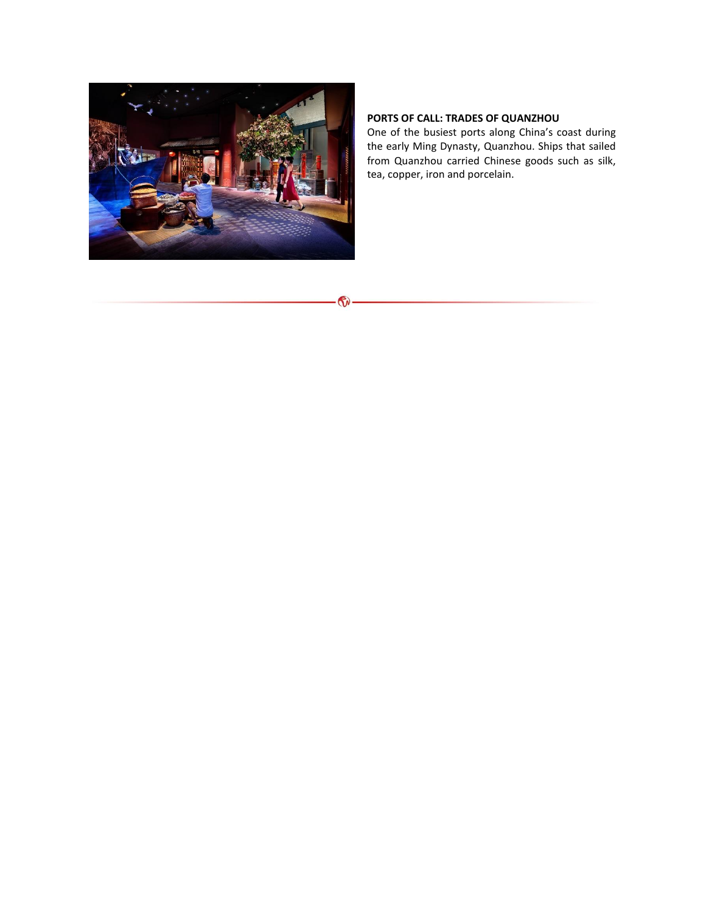**PORTS OF CALL: TRADES OF QUANZHOU**

One of the busiest ports along China's coast during the early Ming Dynasty, Quanzhou. Ships that sailed from Quanzhou carried Chinese goods such as silk, tea, copper, iron and porcelain.